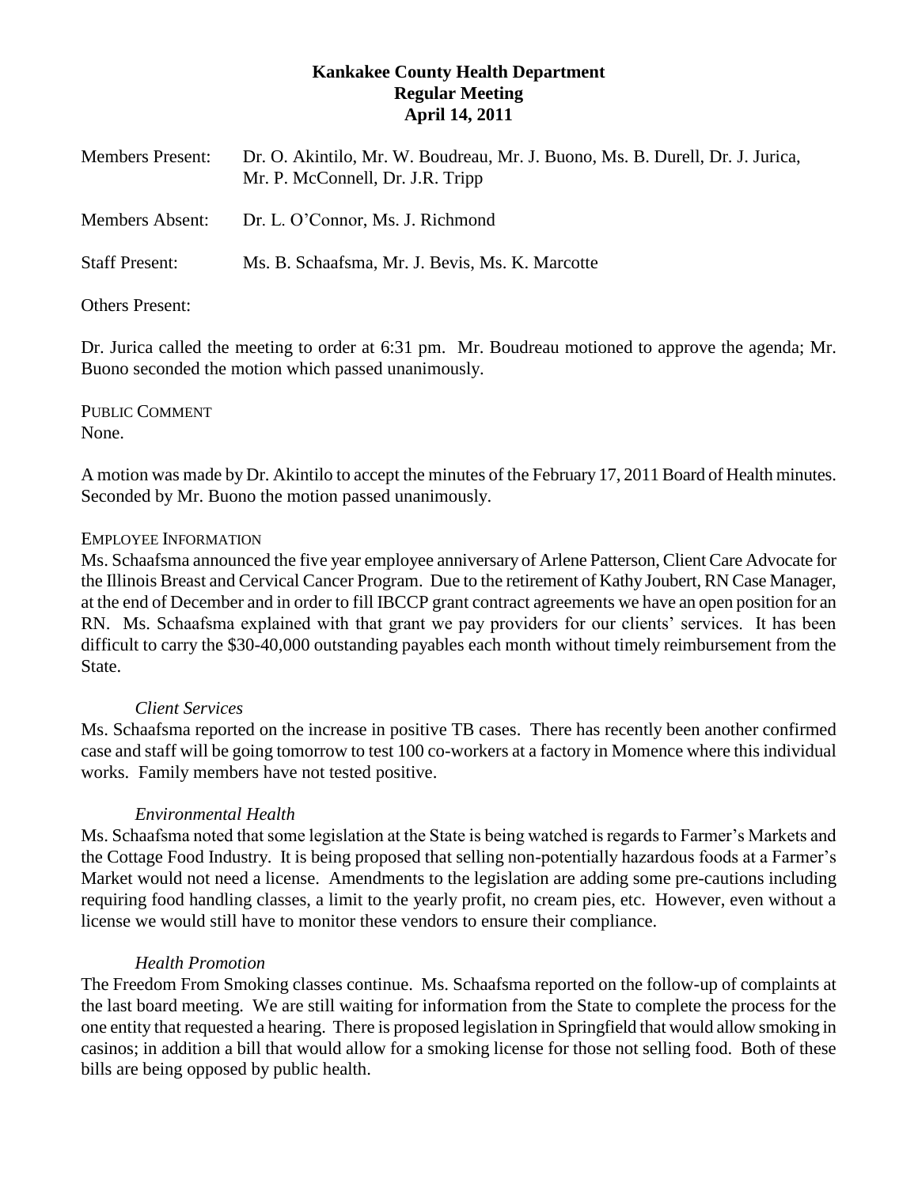# Kankakee County Health Department
## Regular Meeting
## April 14, 2011

Members Present: Dr. O. Akintilo, Mr. W. Boudreau, Mr. J. Buono, Ms. B. Durell, Dr. J. Jurica, Mr. P. McConnell, Dr. J.R. Tripp

Members Absent: Dr. L. O'Connor, Ms. J. Richmond

Staff Present: Ms. B. Schaafsma, Mr. J. Bevis, Ms. K. Marcotte

Others Present:

Dr. Jurica called the meeting to order at 6:31 pm. Mr. Boudreau motioned to approve the agenda; Mr. Buono seconded the motion which passed unanimously.

PUBLIC COMMENT
None.

A motion was made by Dr. Akintilo to accept the minutes of the February 17, 2011 Board of Health minutes. Seconded by Mr. Buono the motion passed unanimously.

EMPLOYEE INFORMATION
Ms. Schaafsma announced the five year employee anniversary of Arlene Patterson, Client Care Advocate for the Illinois Breast and Cervical Cancer Program. Due to the retirement of Kathy Joubert, RN Case Manager, at the end of December and in order to fill IBCCP grant contract agreements we have an open position for an RN. Ms. Schaafsma explained with that grant we pay providers for our clients' services. It has been difficult to carry the $30-40,000 outstanding payables each month without timely reimbursement from the State.

*Client Services*
Ms. Schaafsma reported on the increase in positive TB cases. There has recently been another confirmed case and staff will be going tomorrow to test 100 co-workers at a factory in Momence where this individual works. Family members have not tested positive.

*Environmental Health*
Ms. Schaafsma noted that some legislation at the State is being watched is regards to Farmer's Markets and the Cottage Food Industry. It is being proposed that selling non-potentially hazardous foods at a Farmer's Market would not need a license. Amendments to the legislation are adding some pre-cautions including requiring food handling classes, a limit to the yearly profit, no cream pies, etc. However, even without a license we would still have to monitor these vendors to ensure their compliance.

*Health Promotion*
The Freedom From Smoking classes continue. Ms. Schaafsma reported on the follow-up of complaints at the last board meeting. We are still waiting for information from the State to complete the process for the one entity that requested a hearing. There is proposed legislation in Springfield that would allow smoking in casinos; in addition a bill that would allow for a smoking license for those not selling food. Both of these bills are being opposed by public health.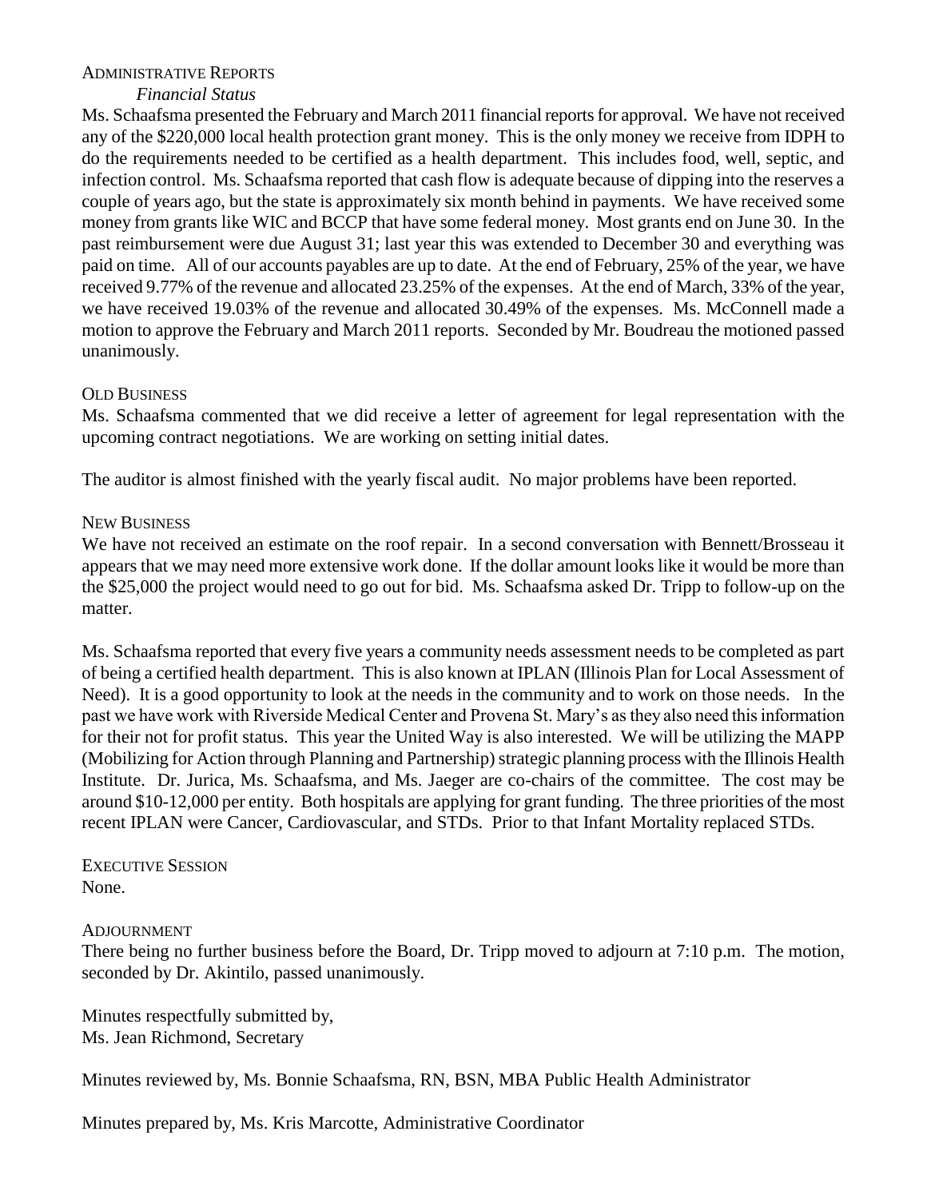## Administrative Reports

### *Financial Status*

Ms. Schaafsma presented the February and March 2011 financial reports for approval. We have not received any of the $220,000 local health protection grant money. This is the only money we receive from IDPH to do the requirements needed to be certified as a health department. This includes food, well, septic, and infection control. Ms. Schaafsma reported that cash flow is adequate because of dipping into the reserves a couple of years ago, but the state is approximately six month behind in payments. We have received some money from grants like WIC and BCCP that have some federal money. Most grants end on June 30. In the past reimbursement were due August 31; last year this was extended to December 30 and everything was paid on time. All of our accounts payables are up to date. At the end of February, 25% of the year, we have received 9.77% of the revenue and allocated 23.25% of the expenses. At the end of March, 33% of the year, we have received 19.03% of the revenue and allocated 30.49% of the expenses. Ms. McConnell made a motion to approve the February and March 2011 reports. Seconded by Mr. Boudreau the motioned passed unanimously.

## Old Business

Ms. Schaafsma commented that we did receive a letter of agreement for legal representation with the upcoming contract negotiations. We are working on setting initial dates.

The auditor is almost finished with the yearly fiscal audit. No major problems have been reported.

## New Business

We have not received an estimate on the roof repair. In a second conversation with Bennett/Brosseau it appears that we may need more extensive work done. If the dollar amount looks like it would be more than the $25,000 the project would need to go out for bid. Ms. Schaafsma asked Dr. Tripp to follow-up on the matter.

Ms. Schaafsma reported that every five years a community needs assessment needs to be completed as part of being a certified health department. This is also known at IPLAN (Illinois Plan for Local Assessment of Need). It is a good opportunity to look at the needs in the community and to work on those needs. In the past we have work with Riverside Medical Center and Provena St. Mary's as they also need this information for their not for profit status. This year the United Way is also interested. We will be utilizing the MAPP (Mobilizing for Action through Planning and Partnership) strategic planning process with the Illinois Health Institute. Dr. Jurica, Ms. Schaafsma, and Ms. Jaeger are co-chairs of the committee. The cost may be around $10-12,000 per entity. Both hospitals are applying for grant funding. The three priorities of the most recent IPLAN were Cancer, Cardiovascular, and STDs. Prior to that Infant Mortality replaced STDs.

## Executive Session

None.

## Adjournment

There being no further business before the Board, Dr. Tripp moved to adjourn at 7:10 p.m. The motion, seconded by Dr. Akintilo, passed unanimously.

Minutes respectfully submitted by,
Ms. Jean Richmond, Secretary

Minutes reviewed by, Ms. Bonnie Schaafsma, RN, BSN, MBA Public Health Administrator

Minutes prepared by, Ms. Kris Marcotte, Administrative Coordinator